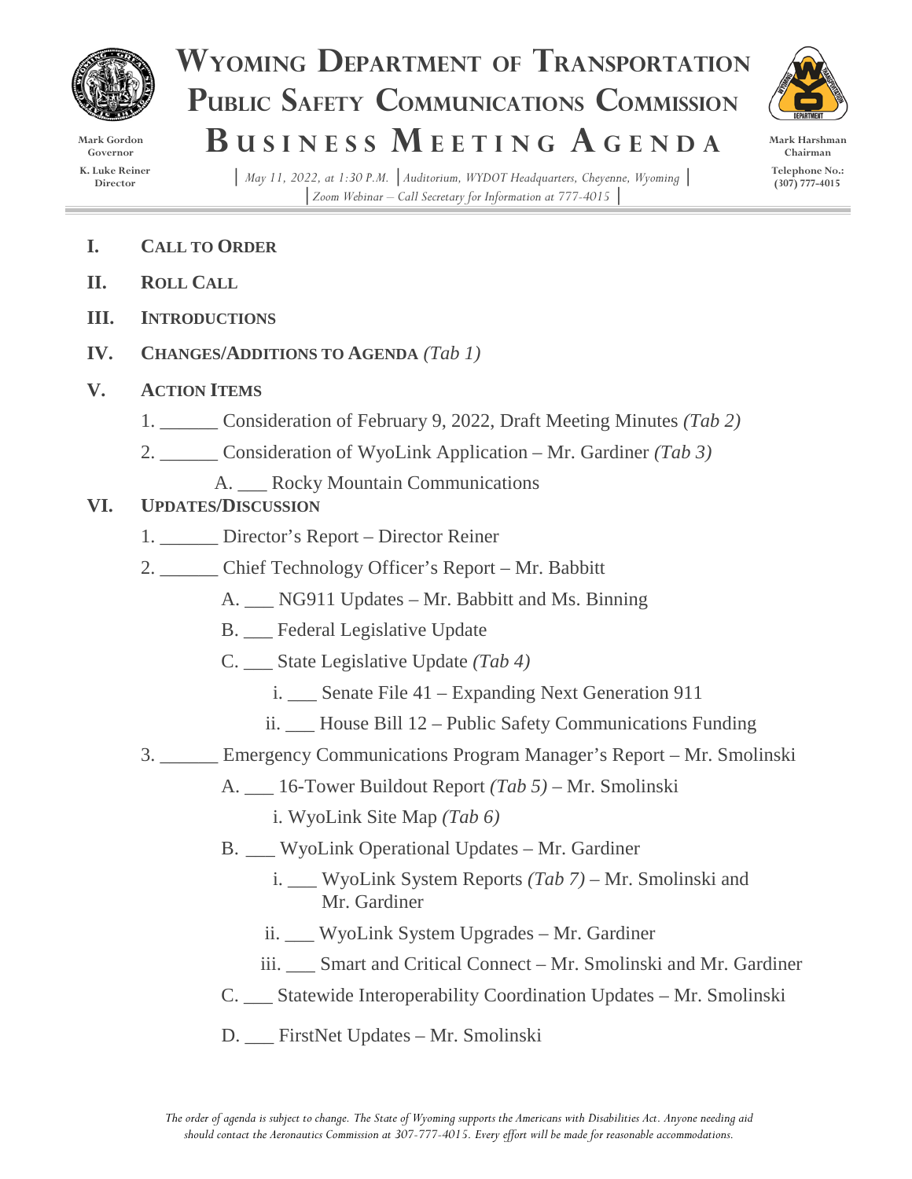# Wyoming Department of Transportation
# Public Safety Communications Commission
# Business Meeting Agenda

Mark Gordon
Governor

K. Luke Reiner
Director

Mark Harshman
Chairman

Telephone No.:
(307) 777-4015

| *May 11, 2022, at 1:30 P.M.* | *Auditorium, WYDOT Headquarters, Cheyenne, Wyoming* |
| *Zoom Webinar – Call Secretary for Information at 777-4015* |

---

**I. CALL TO ORDER**

**II. ROLL CALL**

**III. INTRODUCTIONS**

**IV. CHANGES/ADDITIONS TO AGENDA** *(Tab 1)*

**V. ACTION ITEMS**

1. ______ Consideration of February 9, 2022, Draft Meeting Minutes *(Tab 2)*
2. ______ Consideration of WyoLink Application – Mr. Gardiner *(Tab 3)*
   - A. ___ Rocky Mountain Communications

**VI. UPDATES/DISCUSSION**

1. ______ Director's Report – Director Reiner
2. ______ Chief Technology Officer's Report – Mr. Babbitt
   - A. ___ NG911 Updates – Mr. Babbitt and Ms. Binning
   - B. ___ Federal Legislative Update
   - C. ___ State Legislative Update *(Tab 4)*
     - i. ___ Senate File 41 – Expanding Next Generation 911
     - ii. ___ House Bill 12 – Public Safety Communications Funding
3. ______ Emergency Communications Program Manager's Report – Mr. Smolinski
   - A. ___ 16-Tower Buildout Report *(Tab 5)* – Mr. Smolinski
     - i. WyoLink Site Map *(Tab 6)*
   - B. ___ WyoLink Operational Updates – Mr. Gardiner
     - i. ___ WyoLink System Reports *(Tab 7)* – Mr. Smolinski and Mr. Gardiner
     - ii. ___ WyoLink System Upgrades – Mr. Gardiner
     - iii. ___ Smart and Critical Connect – Mr. Smolinski and Mr. Gardiner
   - C. ___ Statewide Interoperability Coordination Updates – Mr. Smolinski
   - D. ___ FirstNet Updates – Mr. Smolinski

*The order of agenda is subject to change. The State of Wyoming supports the Americans with Disabilities Act. Anyone needing aid should contact the Aeronautics Commission at 307-777-4015. Every effort will be made for reasonable accommodations.*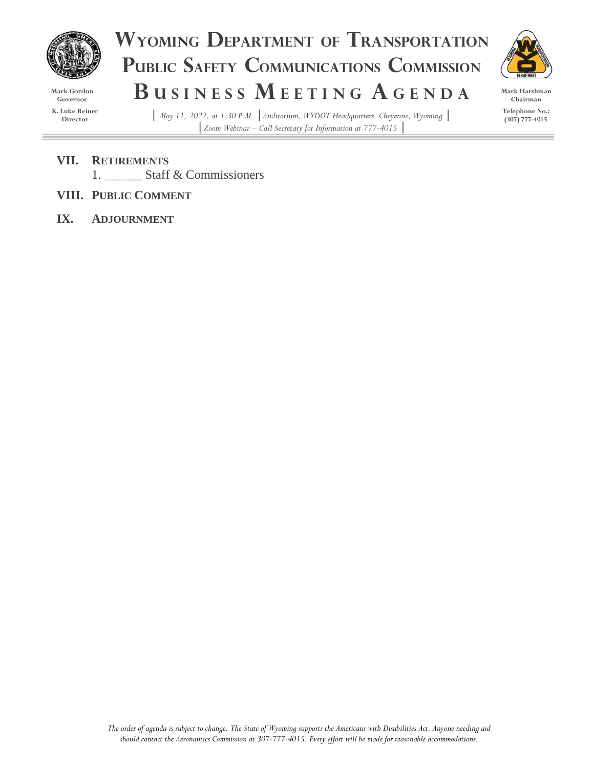# Wyoming Department of Transportation
# Public Safety Communications Commission
# Business Meeting Agenda

Mark Gordon
Governor

K. Luke Reiner
Director

Mark Harshman
Chairman

Telephone No.:
(307) 777-4015

| *May 11, 2022, at 1:30 P.M.* | *Auditorium, WYDOT Headquarters, Cheyenne, Wyoming* |
| *Zoom Webinar – Call Secretary for Information at 777-4015* |

**VII. RETIREMENTS**

1. ______ Staff & Commissioners

**VIII. PUBLIC COMMENT**

**IX. ADJOURNMENT**

*The order of agenda is subject to change. The State of Wyoming supports the Americans with Disabilities Act. Anyone needing aid should contact the Aeronautics Commission at 307-777-4015. Every effort will be made for reasonable accommodations.*